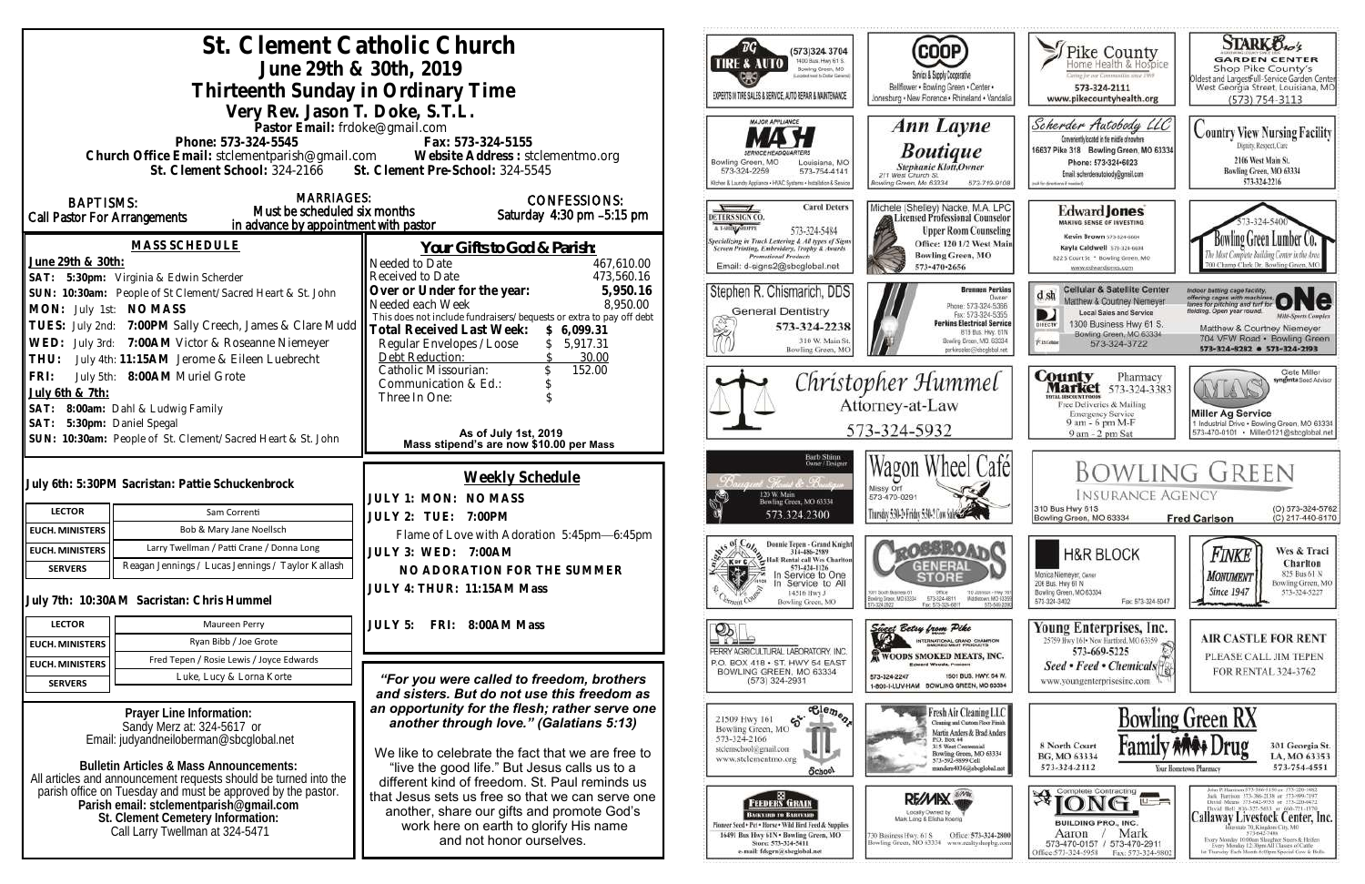# St. Clement Catholic Church

## June 29th & 30th, 2019

## Thirteenth Sunday in Ordinary Time

### Very Rev. Jason T. Doke, S.T.L.

**Pastor Email:** frdoke@gmail.com

**Phone:** 573-324-5545 **Fax:** 573-324-5155

**Church Office Email:** stclementparish@gmail.com **Website Address:** stclementmo.org

**St. Clement School:** 324-2166 **St. Clement Pre-School:** 324-5545

**BAPTISMS:** Call Pastor For Arrangements

**MARRIAGES:** Must be scheduled six months in advance by appointment with pastor

**CONFESSIONS:** Saturday 4:30 pm –5:15 pm

### MASS SCHEDULE

**June 29th & 30th:**

**SAT: 5:30pm:** Virginia & Edwin Scherder

**SUN: 10:30am:** People of St Clement/Sacred Heart & St. John

**MON:** July 1st: **NO MASS**

**TUES:** July 2nd: **7:00PM** Sally Creech, James & Clare Mudd

**WED:** July 3rd: **7:00AM** Victor & Roseanne Niemeyer

**THU:** July 4th: **11:15AM** Jerome & Eileen Luebrecht

**FRI:** July 5th: **8:00AM** Muriel Grote

**July 6th & 7th:**

**SAT: 8:00am:** Dahl & Ludwig Family

**SAT: 5:30pm:** Daniel Spegal

**SUN: 10:30am:** People of St. Clement/Sacred Heart & St. John

### Your Gifts to God & Parish:

| | |
|---|---|
| Needed to Date | 467,610.00 |
| Received to Date | 473,560.16 |
| **Over or Under for the year:** | **5,950.16** |
| Needed each Week | 8,950.00 |

This does not include fundraisers/bequests or extra to pay off debt

| | |
|---|---|
| **Total Received Last Week:** | **$ 6,099.31** |
| Regular Envelopes/Loose | $ 5,917.31 |
| Debt Reduction: | $ 30.00 |
| Catholic Missourian: | $ 152.00 |
| Communication & Ed.: | $ |
| Three In One: | $ |

**As of July 1st, 2019**
**Mass stipend's are now $10.00 per Mass**

**July 6th: 5:30PM Sacristan: Pattie Schuckenbrock**

| | |
|---|---|
| LECTOR | Sam Correnti |
| EUCH. MINISTERS | Bob & Mary Jane Noellsch |
| EUCH. MINISTERS | Larry Twellman / Patti Crane / Donna Long |
| SERVERS | Reagan Jennings / Lucas Jennings / Taylor Kallash |

**July 7th: 10:30AM Sacristan: Chris Hummel**

| | |
|---|---|
| LECTOR | Maureen Perry |
| EUCH. MINISTERS | Ryan Bibb / Joe Grote |
| EUCH. MINISTERS | Fred Tepen / Rosie Lewis / Joyce Edwards |
| SERVERS | Luke, Lucy & Lorna Korte |

### Weekly Schedule

**JULY 1: MON: NO MASS**

**JULY 2: TUE: 7:00PM**

Flame of Love with Adoration 5:45pm—6:45pm

**JULY 3: WED: 7:00AM**

**NO ADORATION FOR THE SUMMER**

**JULY 4: THUR: 11:15AM Mass**

**JULY 5: FRI: 8:00AM Mass**

***"For you were called to freedom, brothers and sisters. But do not use this freedom as an opportunity for the flesh; rather serve one another through love." (Galatians 5:13)***

We like to celebrate the fact that we are free to "live the good life." But Jesus calls us to a different kind of freedom. St. Paul reminds us that Jesus sets us free so that we can serve one another, share our gifts and promote God's work here on earth to glorify His name and not honor ourselves.

**Prayer Line Information:**
Sandy Merz at: 324-5617 or
Email: judyandneiloberman@sbcglobal.net

**Bulletin Articles & Mass Announcements:**
All articles and announcement requests should be turned into the parish office on Tuesday and must be approved by the pastor.
**Parish email: stclementparish@gmail.com**
**St. Clement Cemetery Information:**
Call Larry Twellman at 324-5471

---

**DG Tire & Auto** — (573)324-3704, 1400 Bus. Hwy 61 S., Bowling Green, MO. Experts in tire sales & service, auto repair & maintenance

**COOP Service & Supply Cooperative** — Bellflower • Bowling Green • Center • Jonesburg • New Florence • Rhineland • Vandalia

**Pike County Home Health & Hospice** — 573-324-2111, www.pikecountyhealth.org

**Stark Bro's Garden Center** — Shop Pike County's Oldest and Largest Full-Service Garden Center. West Georgia Street, Louisiana, MO. (573) 754-3113

**MASH Major Appliance Service Headquarters** — Bowling Green, MO 573-324-2259; Louisiana, MO 573-754-4141. Kitchen & Laundry Appliance • HVAC Systems • Installation & Service

**Ann Layne Boutique** — Stephanie Klott, Owner. 211 West Church St. Bowling Green, Mo 63334. 573-719-9108

**Scherder Autobody LLC** — 16637 Pike 318 Bowling Green, MO 63334. Phone: 573-324-6023. Email: scherderautobody@gmail.com

**Country View Nursing Facility** — Dignity, Respect, Care. 2106 West Main St. Bowling Green, MO 63334. 573-324-2216

**Deters Sign Co.** — Carol Deters. 573-324-5484. Specializing in Truck Lettering & All types of Signs, Screen Printing, Embroidery, Trophy & Awards, Promotional Products. Email: d-signs2@sbcglobal.net

**Michele (Shelley) Nacke, M.A. LPC** — Licensed Professional Counselor. Upper Room Counseling. Office: 120 1/2 West Main, Bowling Green, MO. 573-470-2656

**Edward Jones** — Making Sense of Investing. Kevin Brown 573-324-6604, Kayla Caldwell 573-324-6604. 822 S Court St • Bowling Green, MO. www.edwardjones.com

**Bowling Green Lumber Co.** — 573-324-5400. 700 Champ Clark Dr. Bowling Green, MO

**Stephen R. Chismarich, DDS** — General Dentistry. 573-324-2238. 310 W. Main St. Bowling Green, MO

**Perkins Electrical Service** — Brennen Perkins, Owner. Phone: 573-324-5366, Fax: 573-324-5355. 819 Bus. Hwy. 61N, Bowling Green, MO 63334. perkinselec@sbcglobal.net

**Cellular & Satellite Center** — Matthew & Courtney Niemeyer. Local Sales and Service. 1300 Business Hwy 61 S. Bowling Green, MO 63334. 573-324-3722

**ONE Mid-Sports Complex** — Indoor batting cage facility offering cages with machines, tunnels for pitching and turf for fielding. Open year round. Matthew & Courtney Niemeyer. 704 VFW Road • Bowling Green. 573-324-8282 • 573-324-2193

**Christopher Hummel** — Attorney-at-Law. 573-324-5932

**County Market Pharmacy** — 573-324-3383. Free Deliveries & Mailing. Emergency Service. 9 am - 6 pm M-F, 9 am - 2 pm Sat

**Miller Ag Service** — Cete Miller, Syngenta Seed Advisor. 1 Industrial Drive • Bowling Green, MO 63334. 573-470-0101 • Miller0121@sbcglobal.net

**Banquet Floral & Boutique** — Barb Shinn, Owner/Designer. 120 W. Main, Bowling Green, MO 63334. 573.324.2300

**Wagon Wheel Café** — Missy Orf. 573-470-0291. Thursday 5:30-2; Friday 5:30-1

**Bowling Green Insurance Agency** — 310 Bus Hwy 61S, Bowling Green, MO 63334. Fred Carlson. (O) 573-324-5762, (C) 217-440-6170

**Knights of Columbus** — Donnie Tepen - Grand Knight 314-486-2989. Hall Rental call Wes Charlton 573-424-1126. In Service to One, In Service to All. 14516 Hwy J, Bowling Green, MO

**Crossroads General Store** — Bowling Green, MO 63334; Middletown, MO 63359

**H&R Block** — Monica Niemeyer, Owner. 206 Bus. Hwy 61 N, Bowling Green, MO 63334. 573-324-3402. Fax: 573-324-5047

**Finke Monument** — Since 1947. Wes & Traci Charlton. 825 Bus 61 N, Bowling Green, MO. 573-324-5227

**Perry Agricultural Laboratory, Inc.** — P.O. Box 418 • St. Hwy 54 East, Bowling Green, MO 63334. (573) 324-2931

**Woods Smoked Meats, Inc.** — Sweet Betsy from Pike. International Grand Champion Smoked Meat Products. 573-324-2247. 1501 Bus. Hwy. 54 W. 1-800-I-LUV-HAM. Bowling Green, MO 63334

**Young Enterprises, Inc.** — 25759 Hwy 161 • New Hartford, MO 63359. 573-669-5225. Seed • Feed • Chemicals. www.youngenterprisesinc.com

**Air Castle For Rent** — Please call Jim Tepen for rental 324-3762

**St. Clement School** — 21509 Hwy 161, Bowling Green, MO. 573-324-2166. stclemschool@gmail.com. www.stclementmo.org

**Fresh Air Cleaning LLC** — Cleaning and Custom Floor Finish. Martin Anders & Brad Anders. P.O. Box 44, 315 West Centennial, Bowling Green, MO 63334. 573-592-9899 Cell. manders4936@sbcglobal.net

**Bowling Green RX Family Drug** — 8 North Court, BG, MO 63334. 573-324-2112. 301 Georgia St. LA, MO 63353. 573-754-4551. Your Hometown Pharmacy

**Feeders Grain** — Backyard to Barnyard. Pioneer Seed • Pet • Horse • Wild Bird Feed & Supplies. 16491 Bus Hwy 61N • Bowling Green, MO. Store: 573-324-5411. e-mail: fdsgrn@sbcglobal.net

**RE/MAX** — Locally Owned by Mark Long & Elisha Koenig. 730 Business Hwy. 61 S, Bowling Green, MO 63334. Office: 573-324-2800. www.realtyshopbg.com

**Long Building Pro, Inc.** — Complete Contracting. Aaron / Mark. 573-470-0157 / 573-470-2911. Office: 573-324-5958. Fax: 573-324-9802

**Callaway Livestock Center, Inc.** — Interstate 70, Kingdom City, MO. 573-642-7486. Every Monday 10:00am Slaughter Steers & Heifers. Every Monday 12:30pm All Classes of Cattle. 1st Thursday Each Month 6:00pm Special Cow & Bulls.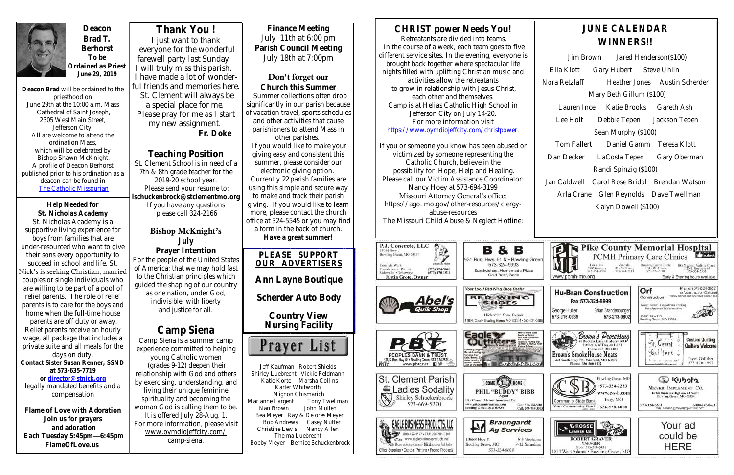**Deacon Brad T. Berhorst To be Ordained as Priest June 29, 2019**

**Deacon Brad** will be ordained to the priesthood on June 29th at the 10:00 a.m. Mass Cathedral of Saint Joseph, 2305 West Main Street, Jefferson City. All are welcome to attend the ordination Mass, which will be celebrated by Bishop Shawn McKnight. A profile of Deacon Berhorst published prior to his ordination as a deacon can be found in The Catholic Missourian

**Help Needed for St. Nicholas Academy**

St. Nicholas Academy is a supportive living experience for boys from families that are under-resourced who want to give their sons every opportunity to succeed in school and life. St. Nick's is seeking Christian, married couples or single individuals who are willing to be part of a pool of relief parents. The role of relief parents is to care for the boys and home when the full-time house parents are off duty or away. Relief parents receive an hourly wage, all package that includes a private suite and all meals for the days on duty.

**Contact Sister Susan Renner, SSND at 573-635-7719 or director@stnick.org**

legally mandated benefits and a compensation

**Flame of Love with Adoration Join us for prayers and adoration Each Tuesday 5:45pm—6:45pm FlameOfLove.us**

## Thank You !

I just want to thank everyone for the wonderful farewell party last Sunday. I will truly miss this parish. I have made a lot of wonderful friends and memories here. St. Clement will always be a special place for me. Please pray for me as I start my new assignment.

**Fr. Doke**

## Teaching Position

St. Clement School is in need of a 7th & 8th grade teacher for the 2019-20 school year. Please send your resume to: **lschuckenbrock@stclementmo.org** If you have any questions please call 324-2166

## Bishop McKnight's July Prayer Intention

For the people of the United States of America; that we may hold fast to the Christian principles which guided the shaping of our country as one nation, under God, indivisible, with liberty and justice for all.

## Camp Siena

Camp Siena is a summer camp experience committed to helping young Catholic women (grades 9-12) deepen their relationship with God and others by exercising, understanding, and living their unique feminine spirituality and becoming the woman God is calling them to be. It is offered July 28-Aug. 1. For more information, please visit www.oymdiojeffcity.com/camp-siena.

**Finance Meeting** July 11th at 6:00 pm
**Parish Council Meeting** July 18th at 7:00pm

**Don't forget our Church this Summer**

Summer collections often drop significantly in our parish because of vacation travel, sports schedules and other activities that cause parishioners to attend Mass in other parishes. If you would like to make your giving easy and consistent this summer, please consider our electronic giving option. Currently 22 parish families are using this simple and secure way to make and track their parish giving. If you would like to learn more, please contact the church office at 324-5545 or you may find a form in the back of church.

**Have a great summer!**

## PLEASE SUPPORT OUR ADVERTISERS

**Ann Layne Boutique**

**Scherder Auto Body**

**Country View Nursing Facility**

## Prayer List

Jeff Kaufman Robert Shields
Shirley Luebrecht Vickie Feldmann
Katie Korte Marsha Collins
Karter Whitworth
Mignon Chismarich
Marianne Largent Tony Twellman
Nan Brown John Mullen
Bea Meyer Ray & Delores Meyer
Bob Andrews Casey Nutter
Christine Lewis Nancy Allen
Thelma Luebrecht
Bobby Meyer Bernice Schuckenbrock

## CHRIST power Needs You!

Retreatants are divided into teams. In the course of a week, each team goes to five different service sites. In the evening, everyone is brought back together where spectacular life nights filled with uplifting Christian music and activities allow the retreatants to grow in relationship with Jesus Christ, each other and themselves. Camp is at Helias Catholic High School in Jefferson City on July 14-20. For more information visit https://www.oymdiojeffcity.com/christpower.

If you or someone you know has been abused or victimized by someone representing the Catholic Church, believe in the possibility for Hope, Help and Healing. Please call our Victim Assistance Coordinator: Nancy Hoey at 573-694-3199
Missouri Attorney General's office: https://ago. mo.gov/other-resources/clergy-abuse-resources
The Missouri Child Abuse & Neglect Hotline:

## JUNE CALENDAR WINNERS!!

Jim Brown Jared Henderson($100)
Ella Klott Gary Hubert Steve Uhlin
Nora Retzlaff Heather Jones Austin Scherder
Mary Beth Gillum ($100)
Lauren Ince Katie Brooks Gareth Ash
Lee Holt Debbie Tepen Jackson Tepen
Sean Murphy ($100)
Tom Fallert Daniel Gamm Teresa Klott
Dan Decker LaCosta Tepen Gary Oberman
Randi Spinzig ($100)
Jan Caldwell Carol Rose Bridal Brendan Watson
Arla Crane Glen Reynolds Dave Twellman
Kalyn Dowell ($100)

P.J. Concrete, LLC — 15084 Hwy. J, Bowling Green, MO 63334 — Concrete Work, Foundations • Patio's, Sidewalks • Driveways — (573) 324-5660, (573) 470-1511 — Justin Grote, Owner

B & B — 931 Bus. Hwy. 61 N • Bowling Green — 573-324-9993 — Sandwiches, Homemade Pizza, Cold Beer, Soda

Pike County Memorial Hospital — PCMH Primary Care Clinics — Louisiana 2305 Georgia 573-754-4584 — Vandalia 415 Galloway 573-594-2113 — Bowling Green Clinic 1017 W. Adams 573-324-5300 — BG Medical Walk-In Clinic 1420 S. Business 61 573-324-5562 — www.pcmh-mo.org — Early & Evening hours available

Abel's Quik Shop

Your Local Red Wing Shoe Dealer — Red Wing Shoes — Hickerson Shoe Repair — 116 N. Court • Bowling Green, MO 63334 • 573-324-3408

Hu-Bran Construction — Fax 573-324-6999 — George Huber 573-216-0339 — Brian Brandenburger 573-213-0802

Orf Construction — Phone: (573)324-3552 — orfconstruction@att.net — Family owned and operated since 1964 — Water • Sewer • Excavation & Trucking — State Approved Septic Installers — 15191 Pike 313, Bowling Green, MO 63334

PBT Peoples Bank & Trust — 116 S. Bus. Hwy 61 • Bowling Green (573) 324-2525 — www.pbtc.net — Member FDIC

Eagle Outfitters — 573-754-6687

Brown's Processing — 48 Buckeye Lane • Elsberry, MO — 9 Miles N. of Troy on US 61 — Brown's SmokeHouse Meats — 563 South Hwy 79 • Winfield, MO 63389 — Phone: 636-566-6112

St. Clement Quilters — Custom Quilting — Quilters Welcome — Joyce Gollaher 573-470-1997

St. Clement Parish Ladies Sodality — Shirley Schuckenbrock 573-669-5270

Come Home — Phil "Buddy" Bibb, Agent — Pike County Mutual Insurance Co. — www.pikecountymutual.com — Bowling Green, MO 63334 — Bus: 573-324-5101 — Cell: 573-795-3983

CSB Community State Bank — Bowling Green, MO 573-324-2233 — www.c-s-b.com — Troy, MO 636-528-6088 — Your Community Bank

Kubota — Meyer Implement Co. — 16398 Business Highway 61 North, Bowling Green, MO 63334 — 573-324-5261 — 1-800-246-0623 — Email: service@meyerimplement.com

Eagle Business Products, LLC — 800-727-1177 • FAX 888-781-3101 — www.eaglebusinessproducts.net — Office Supplies • Custom Printing • Promo Products

Braungardt Ag Services — 13688 Hwy Y, Bowling Green, MO — 8-5 Weekdays, 8-12 Saturdays — 573-324-6820

Crosse Lumber Co. — Robert Graver, Manager — Store: 573-324-5431 — 1014 West Adams • Bowling Green, MO

Your ad could be HERE